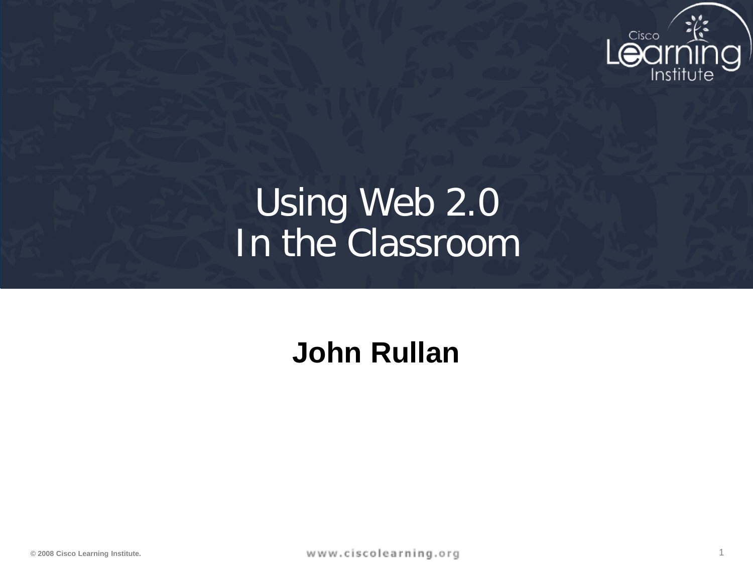# Using Web 2.0 In the Classroom

**John Rullan**

© 2008 Cisco Learning Institute.

www.ciscolearning.org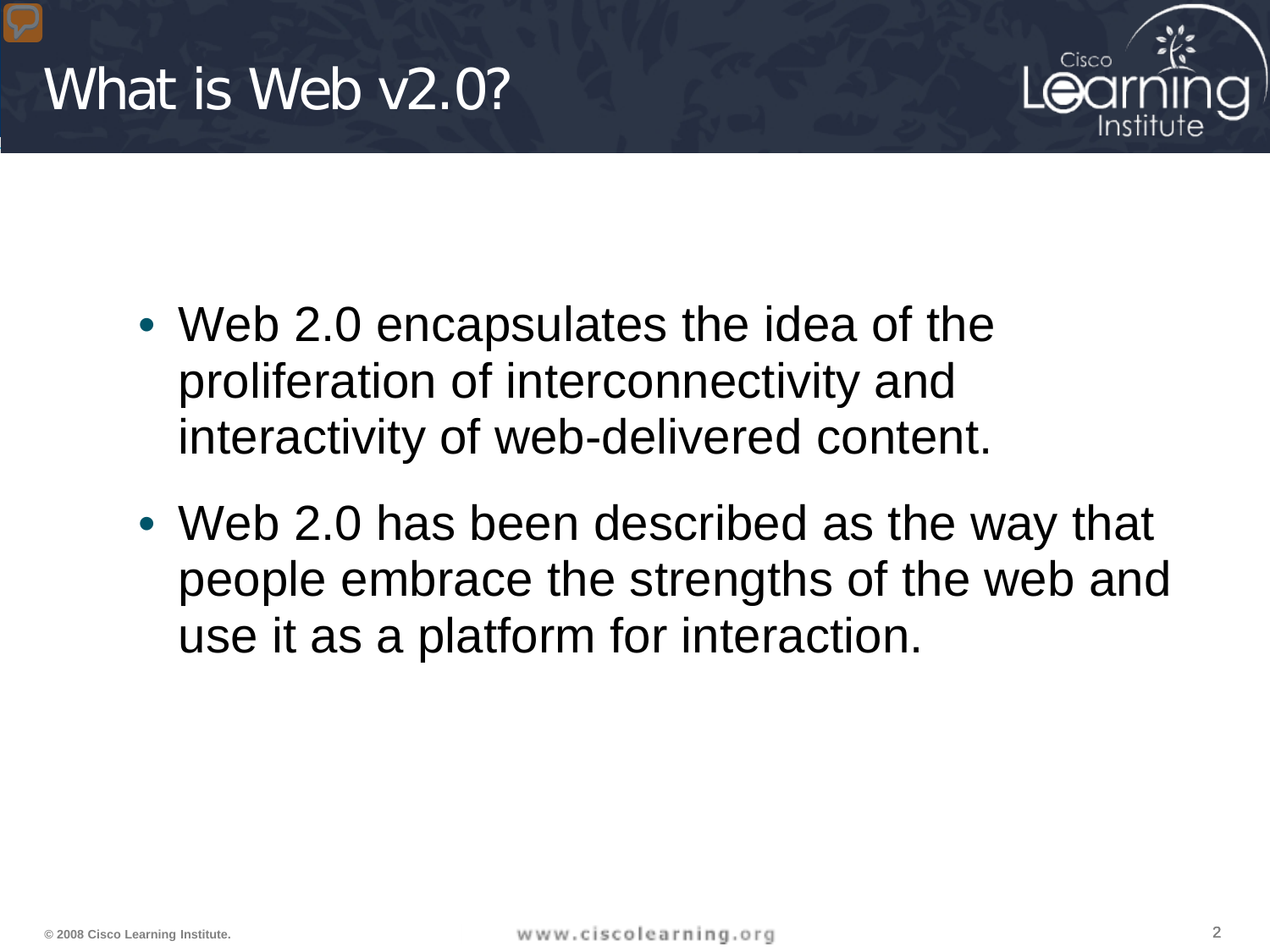# What is Web v2.0?

- Web 2.0 encapsulates the idea of the proliferation of interconnectivity and interactivity of web-delivered content.
- Web 2.0 has been described as the way that people embrace the strengths of the web and use it as a platform for interaction.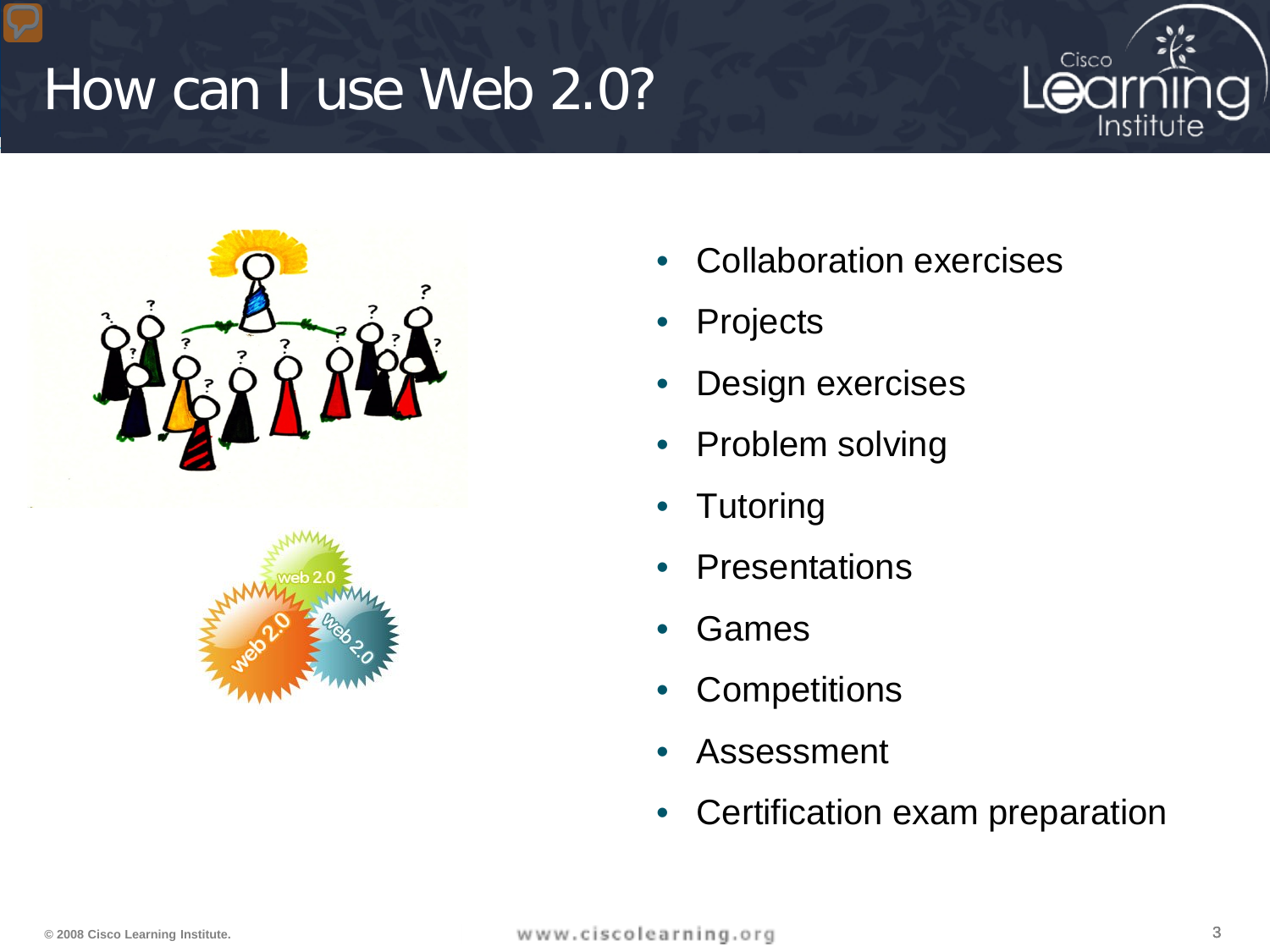# How can I use Web 2.0?

- Collaboration exercises
- Projects
- Design exercises
- Problem solving
- Tutoring
- Presentations
- Games
- Competitions
- Assessment
- Certification exam preparation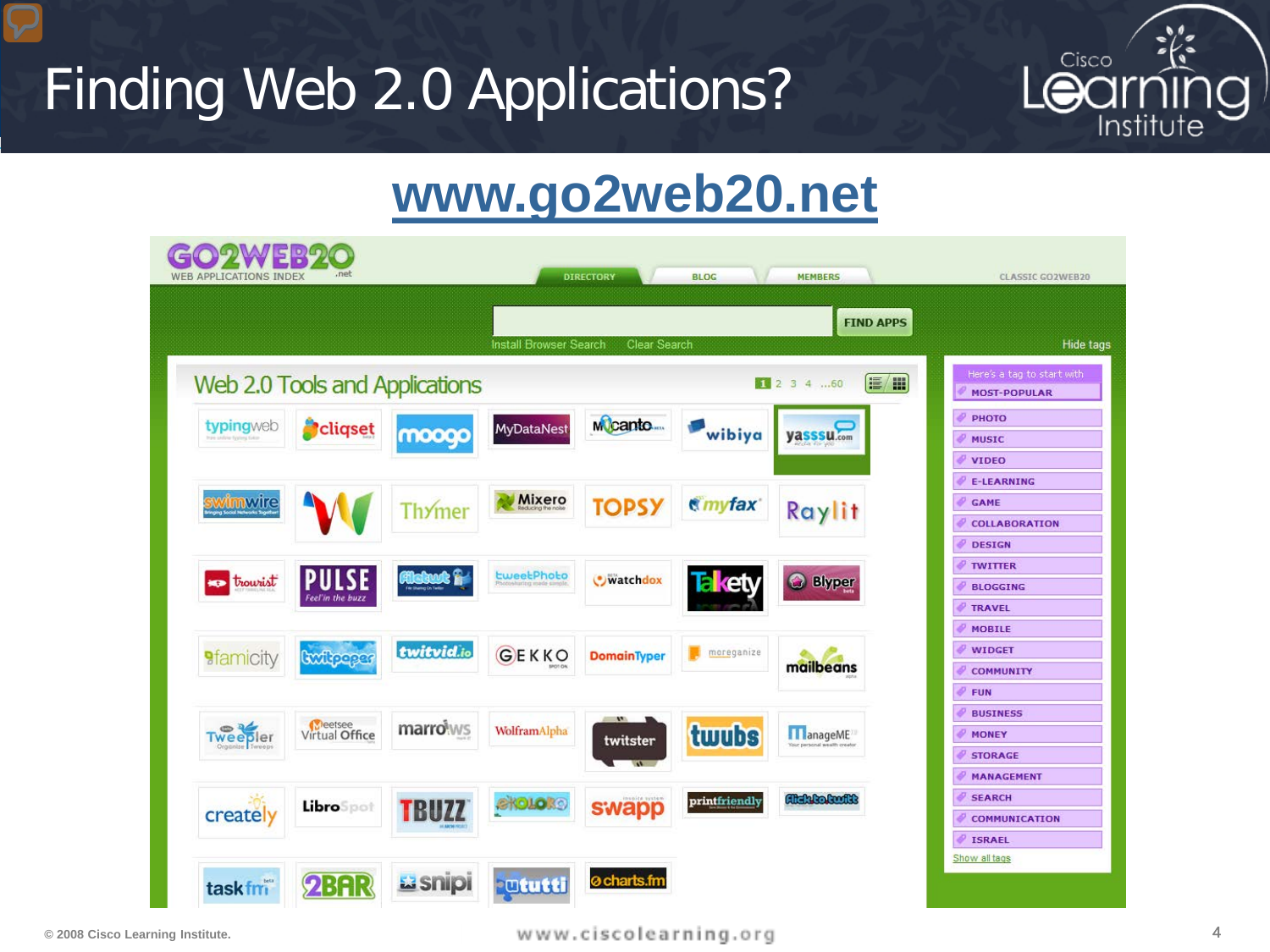# Finding Web 2.0 Applications?

## www.go2web20.net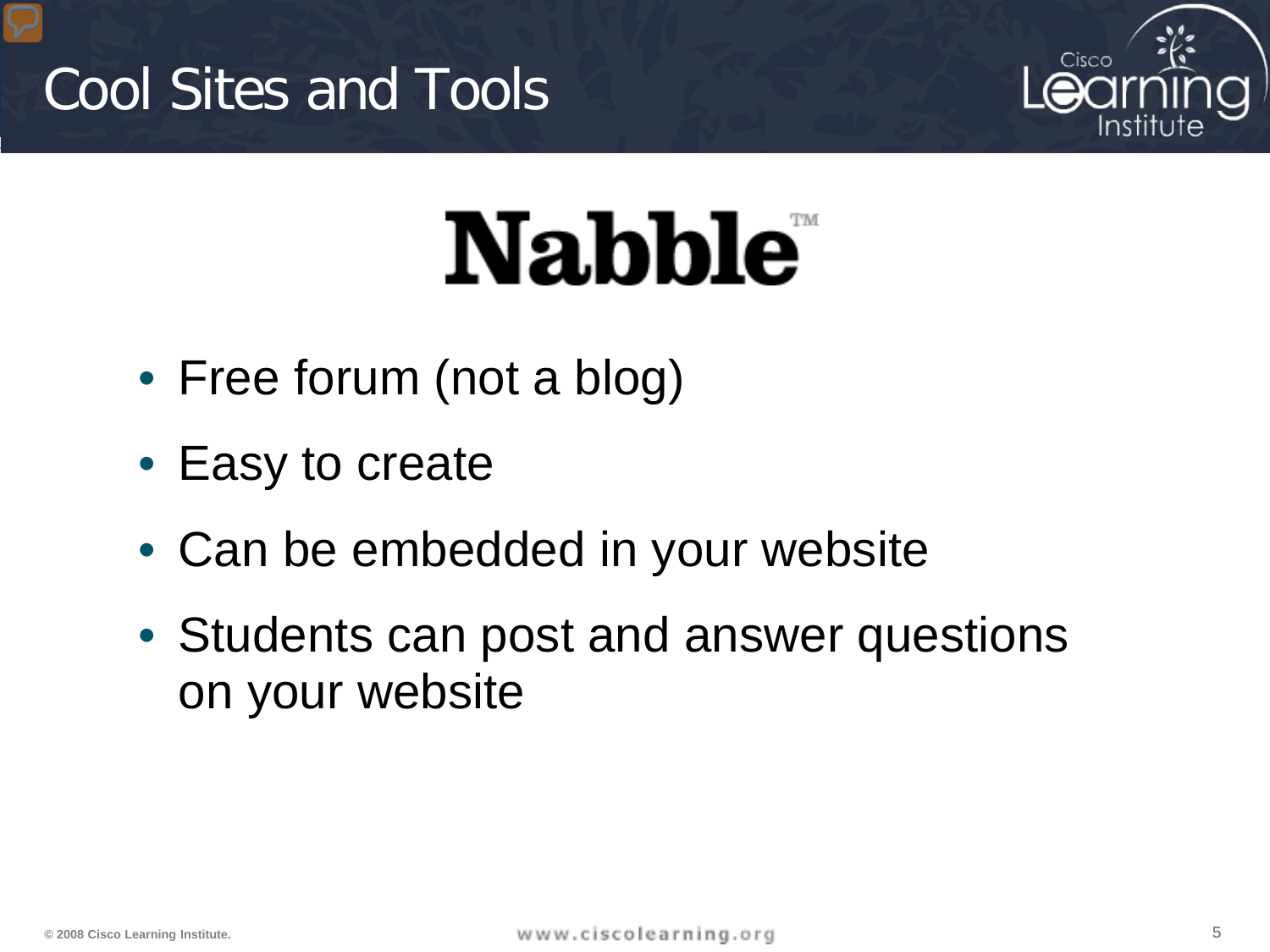# Cool Sites and Tools

## Nabble™

- Free forum (not a blog)
- Easy to create
- Can be embedded in your website
- Students can post and answer questions on your website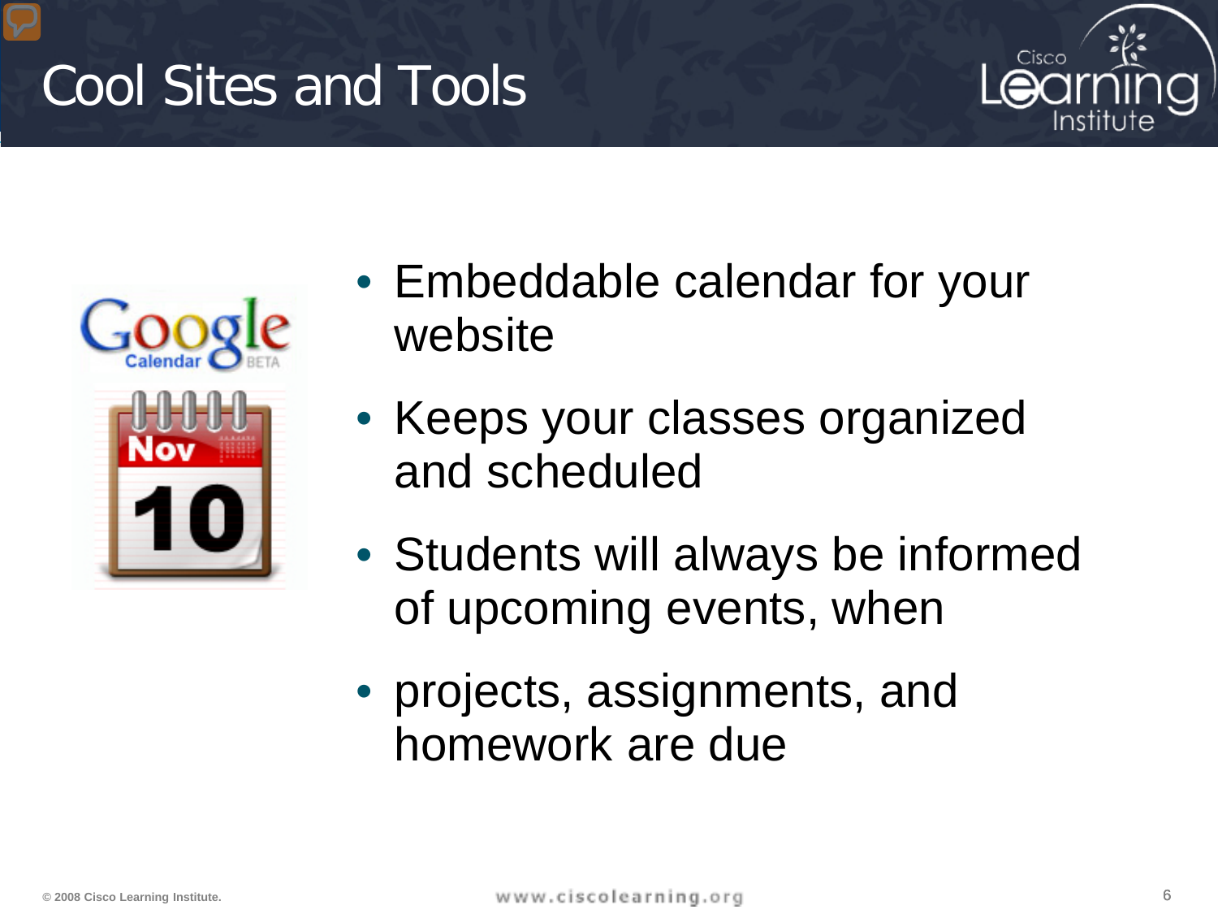# Cool Sites and Tools

- Embeddable calendar for your website
- Keeps your classes organized and scheduled
- Students will always be informed of upcoming events, when
- projects, assignments, and homework are due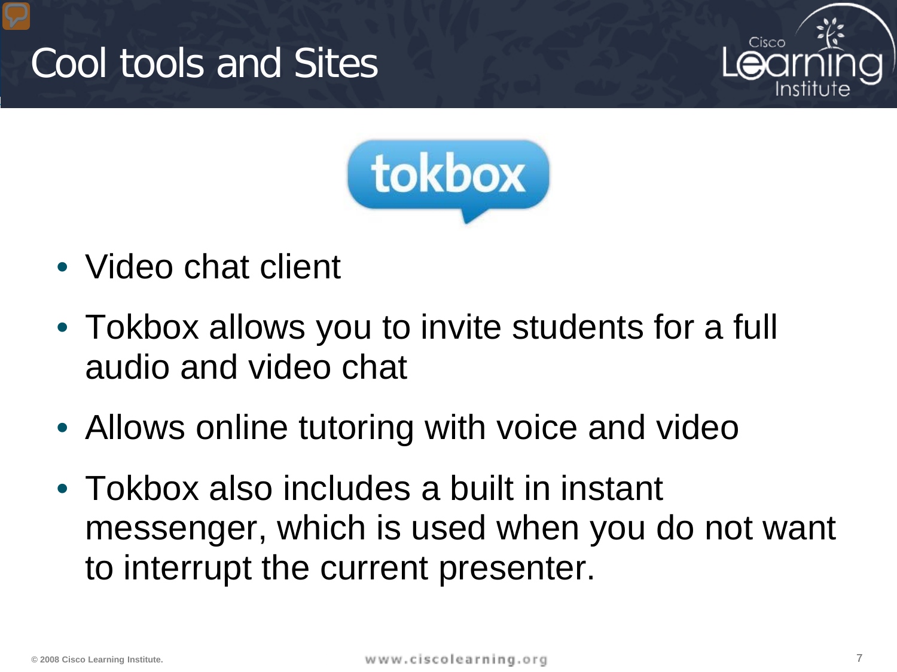# Cool tools and Sites

tokbox

- Video chat client
- Tokbox allows you to invite students for a full audio and video chat
- Allows online tutoring with voice and video
- Tokbox also includes a built in instant messenger, which is used when you do not want to interrupt the current presenter.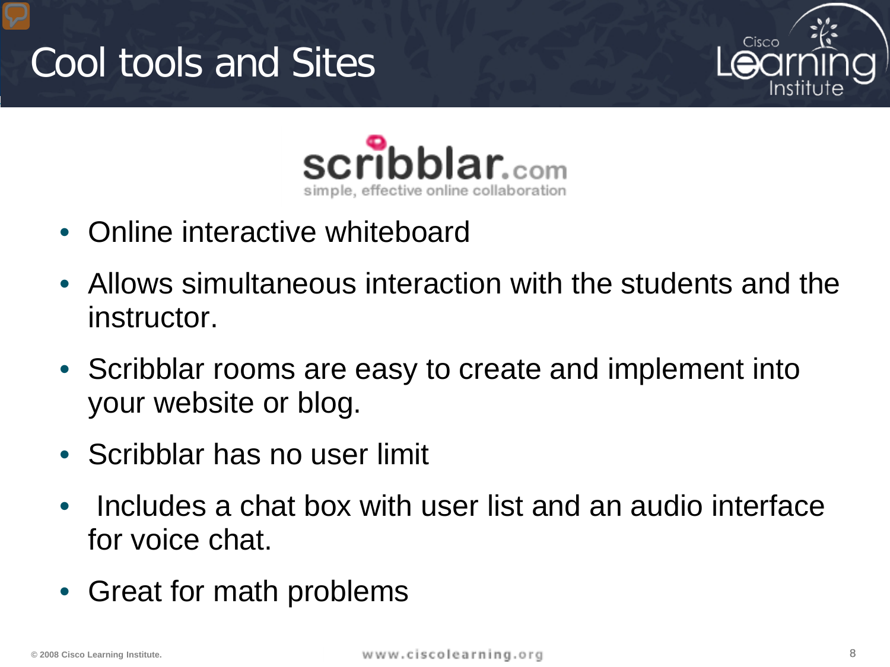# Cool tools and Sites

scribblar.com
simple, effective online collaboration

- Online interactive whiteboard
- Allows simultaneous interaction with the students and the instructor.
- Scribblar rooms are easy to create and implement into your website or blog.
- Scribblar has no user limit
- Includes a chat box with user list and an audio interface for voice chat.
- Great for math problems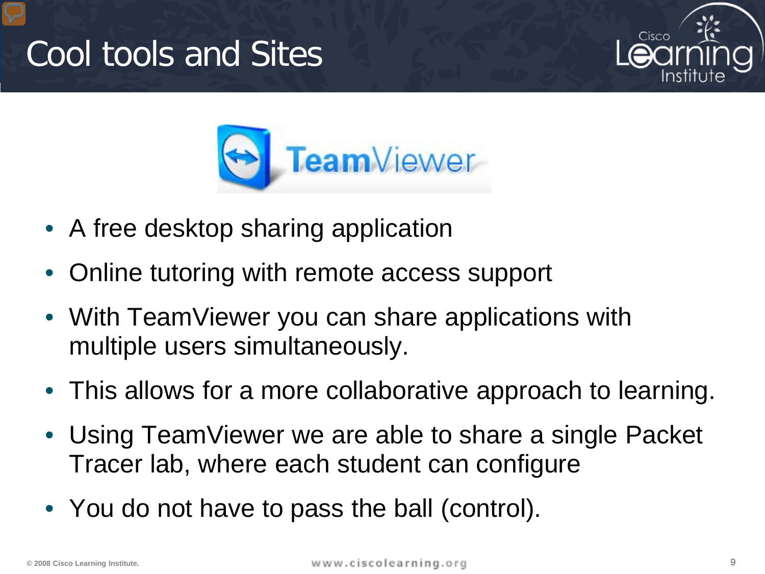# Cool tools and Sites

TeamViewer

- A free desktop sharing application
- Online tutoring with remote access support
- With TeamViewer you can share applications with multiple users simultaneously.
- This allows for a more collaborative approach to learning.
- Using TeamViewer we are able to share a single Packet Tracer lab, where each student can configure
- You do not have to pass the ball (control).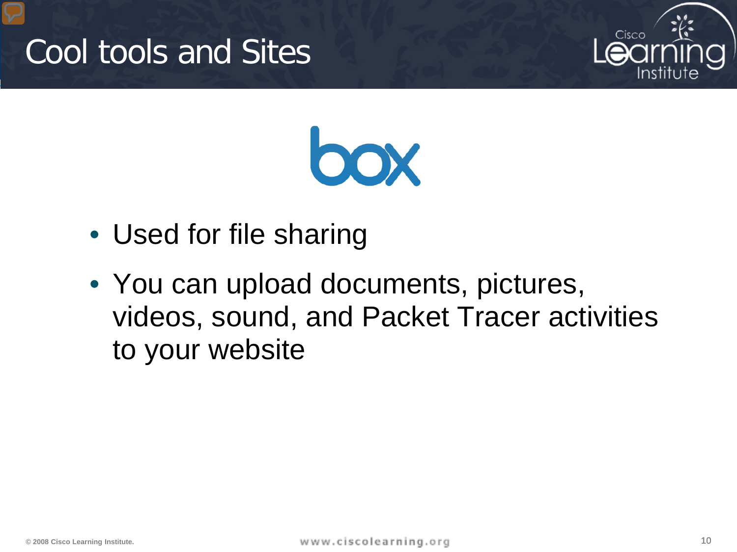# Cool tools and Sites

box

- Used for file sharing
- You can upload documents, pictures, videos, sound, and Packet Tracer activities to your website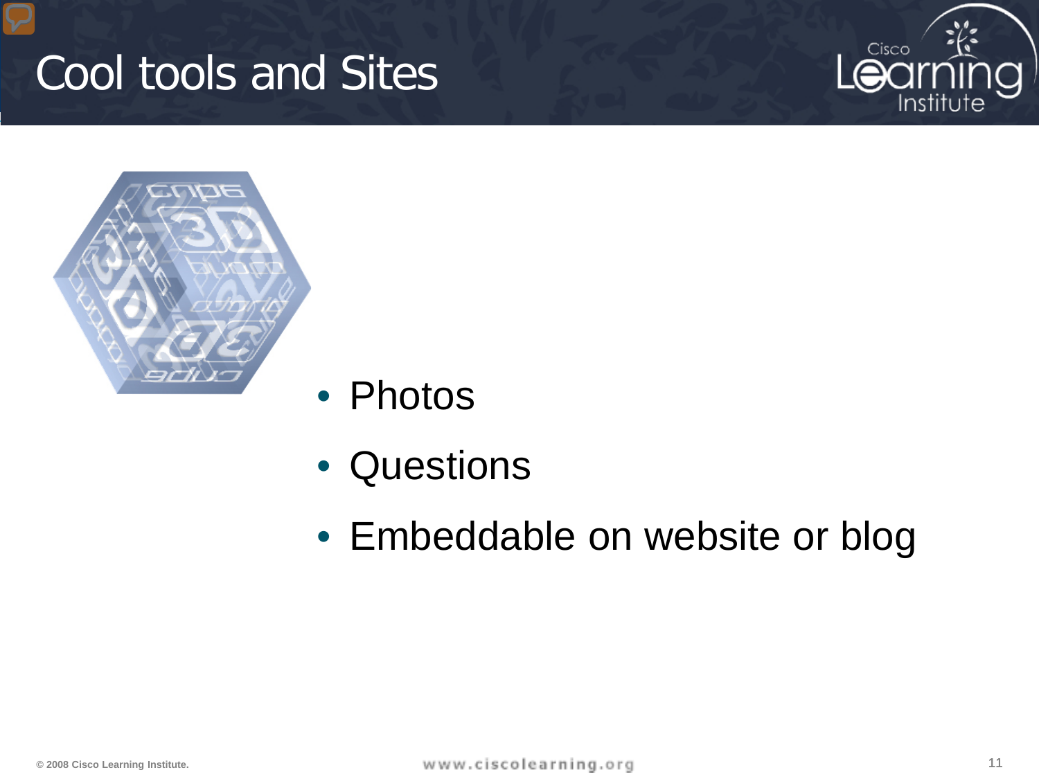# Cool tools and Sites

- Photos
- Questions
- Embeddable on website or blog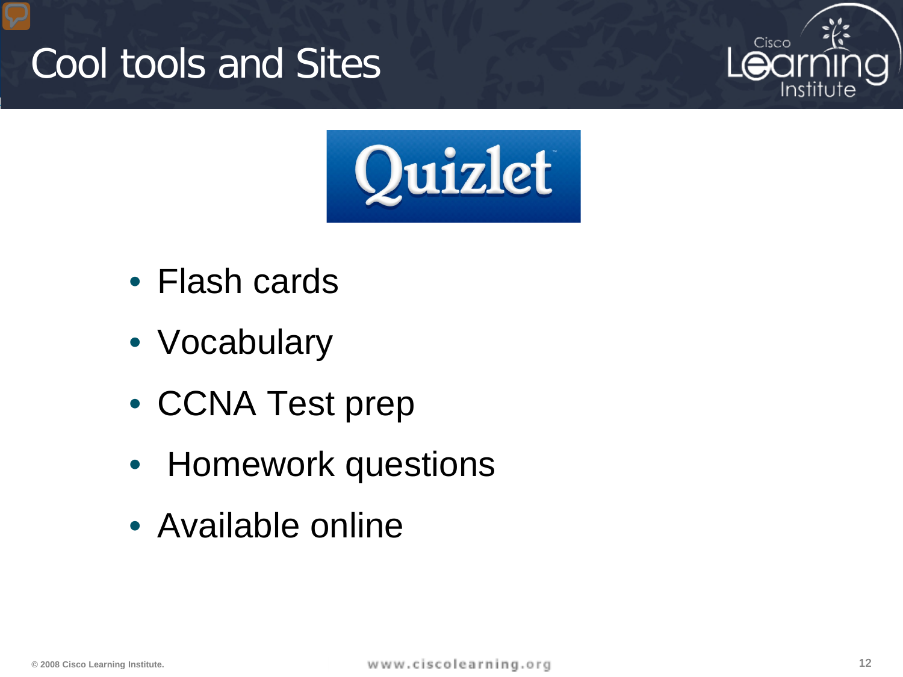# Cool tools and Sites

Quizlet

- Flash cards
- Vocabulary
- CCNA Test prep
- Homework questions
- Available online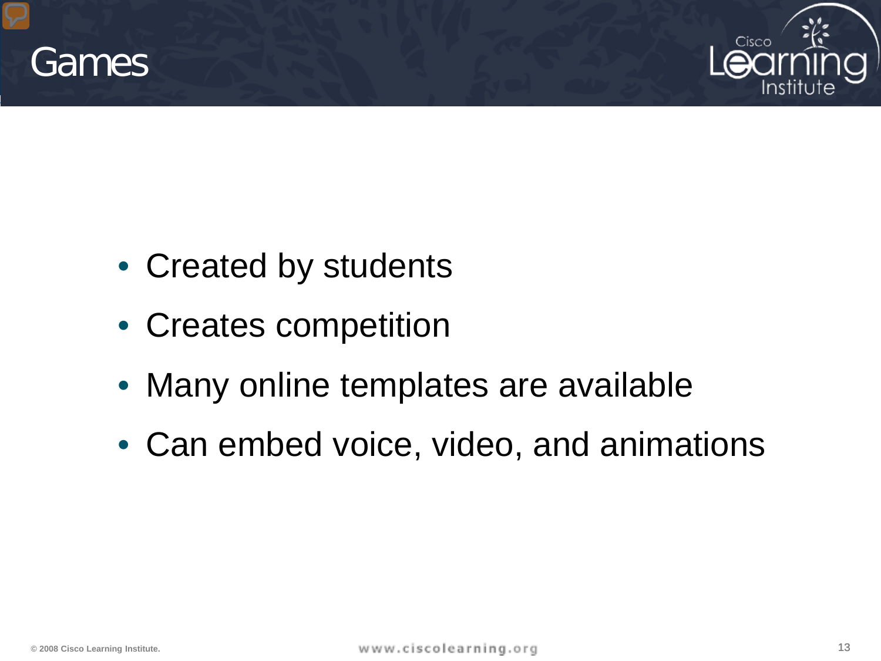# Games

- Created by students
- Creates competition
- Many online templates are available
- Can embed voice, video, and animations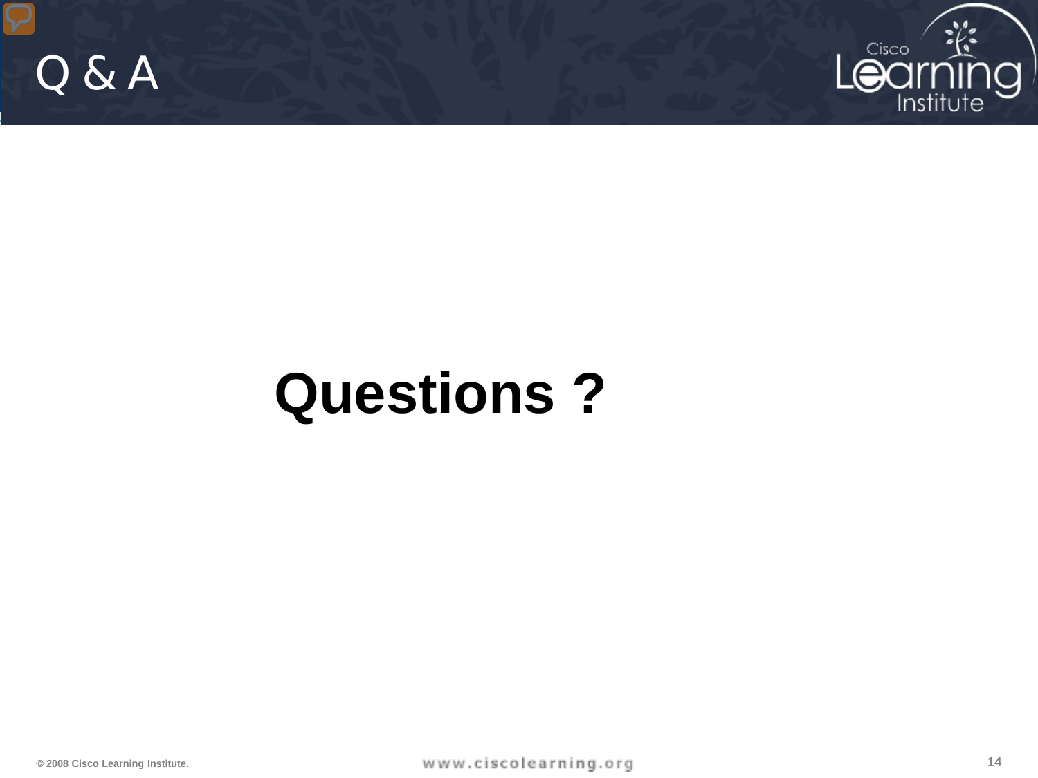# Q & A

**Questions ?**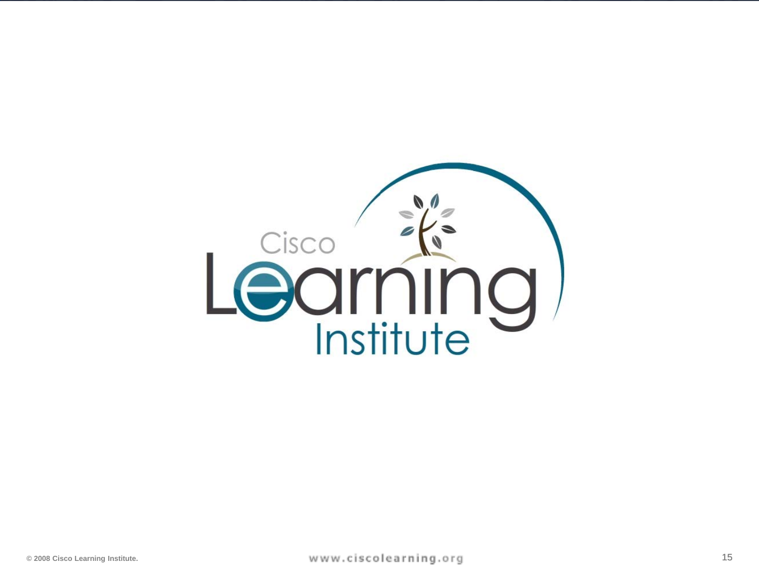Cisco Learning Institute